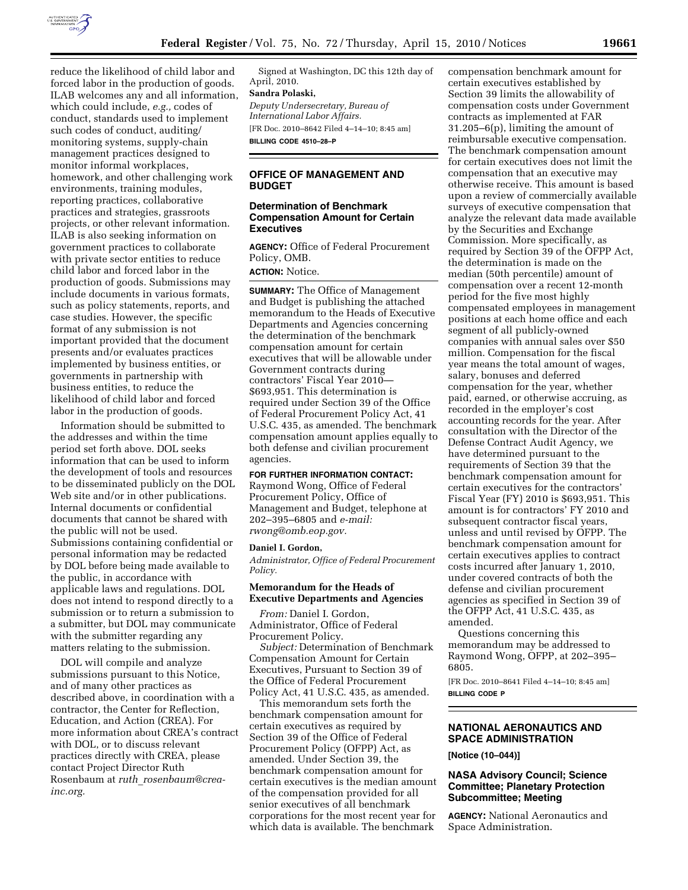reduce the likelihood of child labor and forced labor in the production of goods. ILAB welcomes any and all information, which could include, *e.g.,* codes of conduct, standards used to implement such codes of conduct, auditing/monitoring systems, supply-chain management practices designed to monitor informal workplaces, homework, and other challenging work environments, training modules, reporting practices, collaborative practices and strategies, grassroots projects, or other relevant information. ILAB is also seeking information on government practices to collaborate with private sector entities to reduce child labor and forced labor in the production of goods. Submissions may include documents in various formats, such as policy statements, reports, and case studies. However, the specific format of any submission is not important provided that the document presents and/or evaluates practices implemented by business entities, or governments in partnership with business entities, to reduce the likelihood of child labor and forced labor in the production of goods.

Information should be submitted to the addresses and within the time period set forth above. DOL seeks information that can be used to inform the development of tools and resources to be disseminated publicly on the DOL Web site and/or in other publications. Internal documents or confidential documents that cannot be shared with the public will not be used. Submissions containing confidential or personal information may be redacted by DOL before being made available to the public, in accordance with applicable laws and regulations. DOL does not intend to respond directly to a submission or to return a submission to a submitter, but DOL may communicate with the submitter regarding any matters relating to the submission.

DOL will compile and analyze submissions pursuant to this Notice, and of many other practices as described above, in coordination with a contractor, the Center for Reflection, Education, and Action (CREA). For more information about CREA's contract with DOL, or to discuss relevant practices directly with CREA, please contact Project Director Ruth Rosenbaum at *ruth_rosenbaum@crea-inc.org.*

Signed at Washington, DC this 12th day of April, 2010.

**Sandra Polaski,**

*Deputy Undersecretary, Bureau of International Labor Affairs.*

[FR Doc. 2010–8642 Filed 4–14–10; 8:45 am]

**BILLING CODE 4510–28–P**

## OFFICE OF MANAGEMENT AND BUDGET

### Determination of Benchmark Compensation Amount for Certain Executives

**AGENCY:** Office of Federal Procurement Policy, OMB.

**ACTION:** Notice.

**SUMMARY:** The Office of Management and Budget is publishing the attached memorandum to the Heads of Executive Departments and Agencies concerning the determination of the benchmark compensation amount for certain executives that will be allowable under Government contracts during contractors' Fiscal Year 2010—$693,951. This determination is required under Section 39 of the Office of Federal Procurement Policy Act, 41 U.S.C. 435, as amended. The benchmark compensation amount applies equally to both defense and civilian procurement agencies.

**FOR FURTHER INFORMATION CONTACT:** Raymond Wong, Office of Federal Procurement Policy, Office of Management and Budget, telephone at 202–395–6805 and *e-mail: rwong@omb.eop.gov.*

**Daniel I. Gordon,**

*Administrator, Office of Federal Procurement Policy.*

### Memorandum for the Heads of Executive Departments and Agencies

*From:* Daniel I. Gordon, Administrator, Office of Federal Procurement Policy.

*Subject:* Determination of Benchmark Compensation Amount for Certain Executives, Pursuant to Section 39 of the Office of Federal Procurement Policy Act, 41 U.S.C. 435, as amended.

This memorandum sets forth the benchmark compensation amount for certain executives as required by Section 39 of the Office of Federal Procurement Policy (OFPP) Act, as amended. Under Section 39, the benchmark compensation amount for certain executives is the median amount of the compensation provided for all senior executives of all benchmark corporations for the most recent year for which data is available. The benchmark compensation benchmark amount for certain executives established by Section 39 limits the allowability of compensation costs under Government contracts as implemented at FAR 31.205–6(p), limiting the amount of reimbursable executive compensation. The benchmark compensation amount for certain executives does not limit the compensation that an executive may otherwise receive. This amount is based upon a review of commercially available surveys of executive compensation that analyze the relevant data made available by the Securities and Exchange Commission. More specifically, as required by Section 39 of the OFPP Act, the determination is made on the median (50th percentile) amount of compensation over a recent 12-month period for the five most highly compensated employees in management positions at each home office and each segment of all publicly-owned companies with annual sales over $50 million. Compensation for the fiscal year means the total amount of wages, salary, bonuses and deferred compensation for the year, whether paid, earned, or otherwise accruing, as recorded in the employer's cost accounting records for the year. After consultation with the Director of the Defense Contract Audit Agency, we have determined pursuant to the requirements of Section 39 that the benchmark compensation amount for certain executives for the contractors' Fiscal Year (FY) 2010 is $693,951. This amount is for contractors' FY 2010 and subsequent contractor fiscal years, unless and until revised by OFPP. The benchmark compensation amount for certain executives applies to contract costs incurred after January 1, 2010, under covered contracts of both the defense and civilian procurement agencies as specified in Section 39 of the OFPP Act, 41 U.S.C. 435, as amended.

Questions concerning this memorandum may be addressed to Raymond Wong, OFPP, at 202–395–6805.

[FR Doc. 2010–8641 Filed 4–14–10; 8:45 am]

**BILLING CODE P**

## NATIONAL AERONAUTICS AND SPACE ADMINISTRATION

**[Notice (10–044)]**

### NASA Advisory Council; Science Committee; Planetary Protection Subcommittee; Meeting

**AGENCY:** National Aeronautics and Space Administration.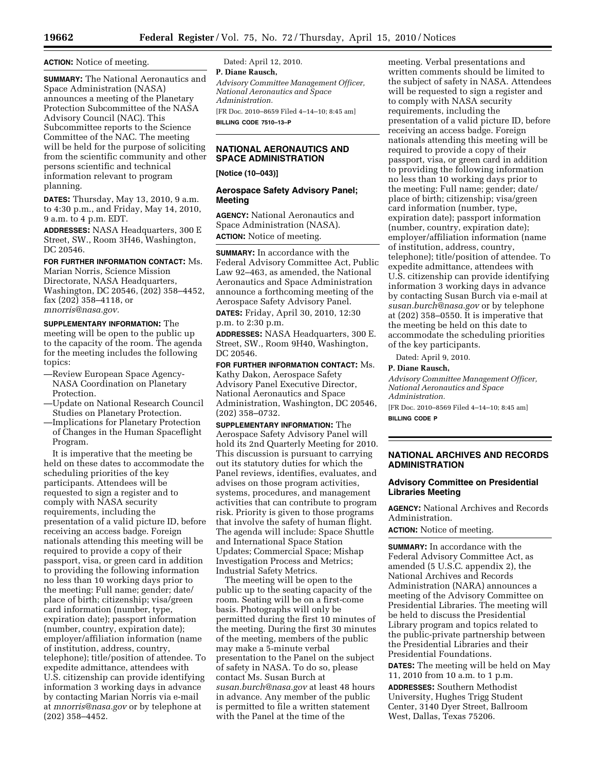**ACTION:** Notice of meeting.

**SUMMARY:** The National Aeronautics and Space Administration (NASA) announces a meeting of the Planetary Protection Subcommittee of the NASA Advisory Council (NAC). This Subcommittee reports to the Science Committee of the NAC. The meeting will be held for the purpose of soliciting from the scientific community and other persons scientific and technical information relevant to program planning.

**DATES:** Thursday, May 13, 2010, 9 a.m. to 4:30 p.m., and Friday, May 14, 2010, 9 a.m. to 4 p.m. EDT.

**ADDRESSES:** NASA Headquarters, 300 E Street, SW., Room 3H46, Washington, DC 20546.

**FOR FURTHER INFORMATION CONTACT:** Ms. Marian Norris, Science Mission Directorate, NASA Headquarters, Washington, DC 20546, (202) 358–4452, fax (202) 358–4118, or *mnorris@nasa.gov.*

**SUPPLEMENTARY INFORMATION:** The meeting will be open to the public up to the capacity of the room. The agenda for the meeting includes the following topics:

—Review European Space Agency-NASA Coordination on Planetary Protection.

—Update on National Research Council Studies on Planetary Protection.

—Implications for Planetary Protection of Changes in the Human Spaceflight Program.

It is imperative that the meeting be held on these dates to accommodate the scheduling priorities of the key participants. Attendees will be requested to sign a register and to comply with NASA security requirements, including the presentation of a valid picture ID, before receiving an access badge. Foreign nationals attending this meeting will be required to provide a copy of their passport, visa, or green card in addition to providing the following information no less than 10 working days prior to the meeting: Full name; gender; date/place of birth; citizenship; visa/green card information (number, type, expiration date); passport information (number, country, expiration date); employer/affiliation information (name of institution, address, country, telephone); title/position of attendee. To expedite admittance, attendees with U.S. citizenship can provide identifying information 3 working days in advance by contacting Marian Norris via e-mail at *mnorris@nasa.gov* or by telephone at (202) 358–4452.

Dated: April 12, 2010.

**P. Diane Rausch,**

*Advisory Committee Management Officer, National Aeronautics and Space Administration.*

[FR Doc. 2010–8659 Filed 4–14–10; 8:45 am]

**BILLING CODE 7510–13–P**

## NATIONAL AERONAUTICS AND SPACE ADMINISTRATION

**[Notice (10–043)]**

### Aerospace Safety Advisory Panel; Meeting

**AGENCY:** National Aeronautics and Space Administration (NASA).

**ACTION:** Notice of meeting.

**SUMMARY:** In accordance with the Federal Advisory Committee Act, Public Law 92–463, as amended, the National Aeronautics and Space Administration announce a forthcoming meeting of the Aerospace Safety Advisory Panel.

**DATES:** Friday, April 30, 2010, 12:30 p.m. to 2:30 p.m.

**ADDRESSES:** NASA Headquarters, 300 E. Street, SW., Room 9H40, Washington, DC 20546.

**FOR FURTHER INFORMATION CONTACT:** Ms. Kathy Dakon, Aerospace Safety Advisory Panel Executive Director, National Aeronautics and Space Administration, Washington, DC 20546, (202) 358–0732.

**SUPPLEMENTARY INFORMATION:** The Aerospace Safety Advisory Panel will hold its 2nd Quarterly Meeting for 2010. This discussion is pursuant to carrying out its statutory duties for which the Panel reviews, identifies, evaluates, and advises on those program activities, systems, procedures, and management activities that can contribute to program risk. Priority is given to those programs that involve the safety of human flight. The agenda will include: Space Shuttle and International Space Station Updates; Commercial Space; Mishap Investigation Process and Metrics; Industrial Safety Metrics.

The meeting will be open to the public up to the seating capacity of the room. Seating will be on a first-come basis. Photographs will only be permitted during the first 10 minutes of the meeting. During the first 30 minutes of the meeting, members of the public may make a 5-minute verbal presentation to the Panel on the subject of safety in NASA. To do so, please contact Ms. Susan Burch at *susan.burch@nasa.gov* at least 48 hours in advance. Any member of the public is permitted to file a written statement with the Panel at the time of the meeting. Verbal presentations and written comments should be limited to the subject of safety in NASA. Attendees will be requested to sign a register and to comply with NASA security requirements, including the presentation of a valid picture ID, before receiving an access badge. Foreign nationals attending this meeting will be required to provide a copy of their passport, visa, or green card in addition to providing the following information no less than 10 working days prior to the meeting: Full name; gender; date/place of birth; citizenship; visa/green card information (number, type, expiration date); passport information (number, country, expiration date); employer/affiliation information (name of institution, address, country, telephone); title/position of attendee. To expedite admittance, attendees with U.S. citizenship can provide identifying information 3 working days in advance by contacting Susan Burch via e-mail at *susan.burch@nasa.gov* or by telephone at (202) 358–0550. It is imperative that the meeting be held on this date to accommodate the scheduling priorities of the key participants.

Dated: April 9, 2010.

**P. Diane Rausch,**

*Advisory Committee Management Officer, National Aeronautics and Space Administration.*

[FR Doc. 2010–8569 Filed 4–14–10; 8:45 am]

**BILLING CODE P**

## NATIONAL ARCHIVES AND RECORDS ADMINISTRATION

### Advisory Committee on Presidential Libraries Meeting

**AGENCY:** National Archives and Records Administration.

**ACTION:** Notice of meeting.

**SUMMARY:** In accordance with the Federal Advisory Committee Act, as amended (5 U.S.C. appendix 2), the National Archives and Records Administration (NARA) announces a meeting of the Advisory Committee on Presidential Libraries. The meeting will be held to discuss the Presidential Library program and topics related to the public-private partnership between the Presidential Libraries and their Presidential Foundations.

**DATES:** The meeting will be held on May 11, 2010 from 10 a.m. to 1 p.m.

**ADDRESSES:** Southern Methodist University, Hughes Trigg Student Center, 3140 Dyer Street, Ballroom West, Dallas, Texas 75206.